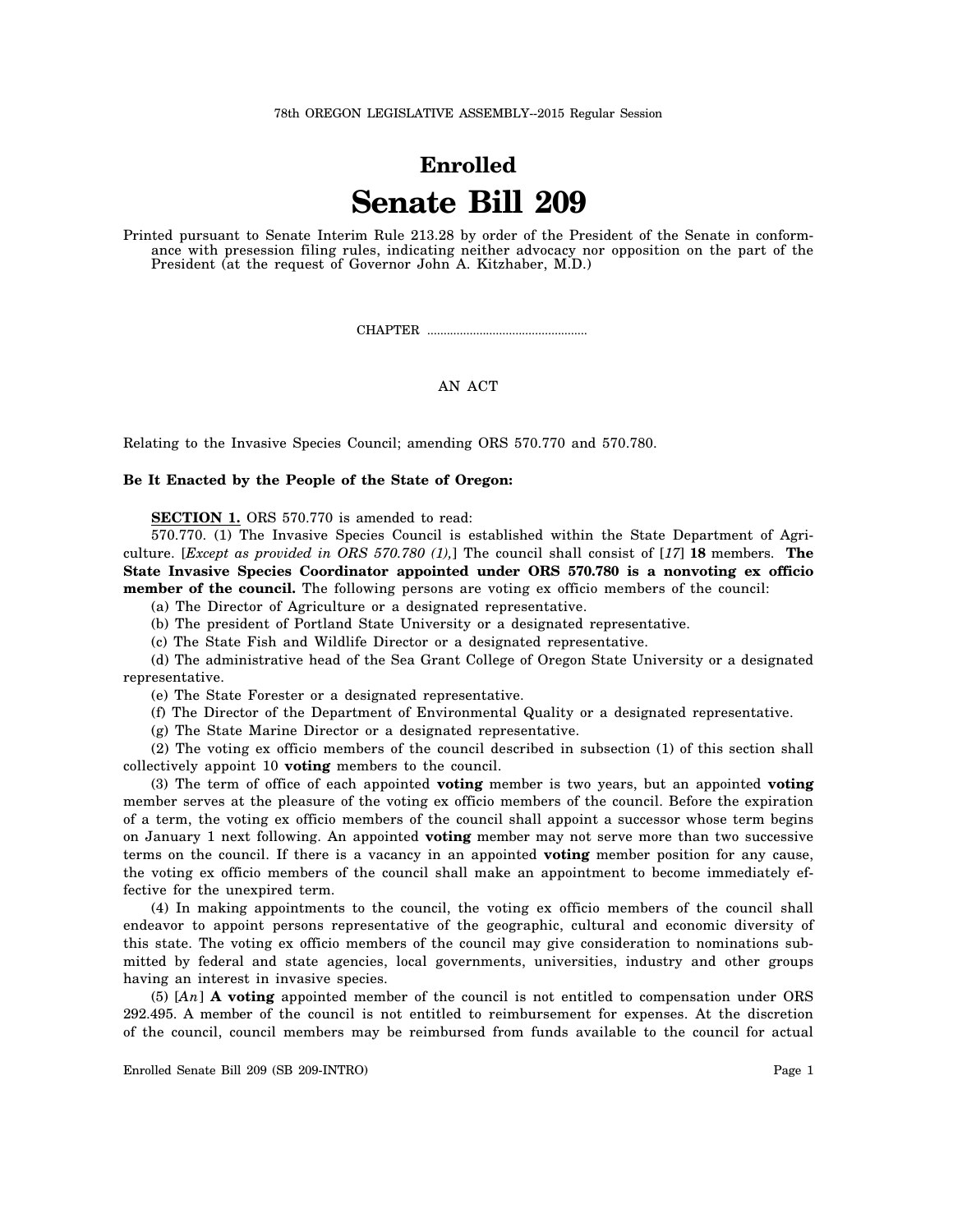78th OREGON LEGISLATIVE ASSEMBLY--2015 Regular Session

# Enrolled

# Senate Bill 209

Printed pursuant to Senate Interim Rule 213.28 by order of the President of the Senate in conformance with presession filing rules, indicating neither advocacy nor opposition on the part of the President (at the request of Governor John A. Kitzhaber, M.D.)

CHAPTER ................................................

AN ACT

Relating to the Invasive Species Council; amending ORS 570.770 and 570.780.

**Be It Enacted by the People of the State of Oregon:**

**SECTION 1.** ORS 570.770 is amended to read:

570.770. (1) The Invasive Species Council is established within the State Department of Agriculture. [*Except as provided in ORS 570.780 (1),*] The council shall consist of [*17*] **18** members. **The State Invasive Species Coordinator appointed under ORS 570.780 is a nonvoting ex officio member of the council.** The following persons are voting ex officio members of the council:

(a) The Director of Agriculture or a designated representative.

(b) The president of Portland State University or a designated representative.

(c) The State Fish and Wildlife Director or a designated representative.

(d) The administrative head of the Sea Grant College of Oregon State University or a designated representative.

(e) The State Forester or a designated representative.

(f) The Director of the Department of Environmental Quality or a designated representative.

(g) The State Marine Director or a designated representative.

(2) The voting ex officio members of the council described in subsection (1) of this section shall collectively appoint 10 **voting** members to the council.

(3) The term of office of each appointed **voting** member is two years, but an appointed **voting** member serves at the pleasure of the voting ex officio members of the council. Before the expiration of a term, the voting ex officio members of the council shall appoint a successor whose term begins on January 1 next following. An appointed **voting** member may not serve more than two successive terms on the council. If there is a vacancy in an appointed **voting** member position for any cause, the voting ex officio members of the council shall make an appointment to become immediately effective for the unexpired term.

(4) In making appointments to the council, the voting ex officio members of the council shall endeavor to appoint persons representative of the geographic, cultural and economic diversity of this state. The voting ex officio members of the council may give consideration to nominations submitted by federal and state agencies, local governments, universities, industry and other groups having an interest in invasive species.

(5) [*An*] **A voting** appointed member of the council is not entitled to compensation under ORS 292.495. A member of the council is not entitled to reimbursement for expenses. At the discretion of the council, council members may be reimbursed from funds available to the council for actual

Enrolled Senate Bill 209 (SB 209-INTRO)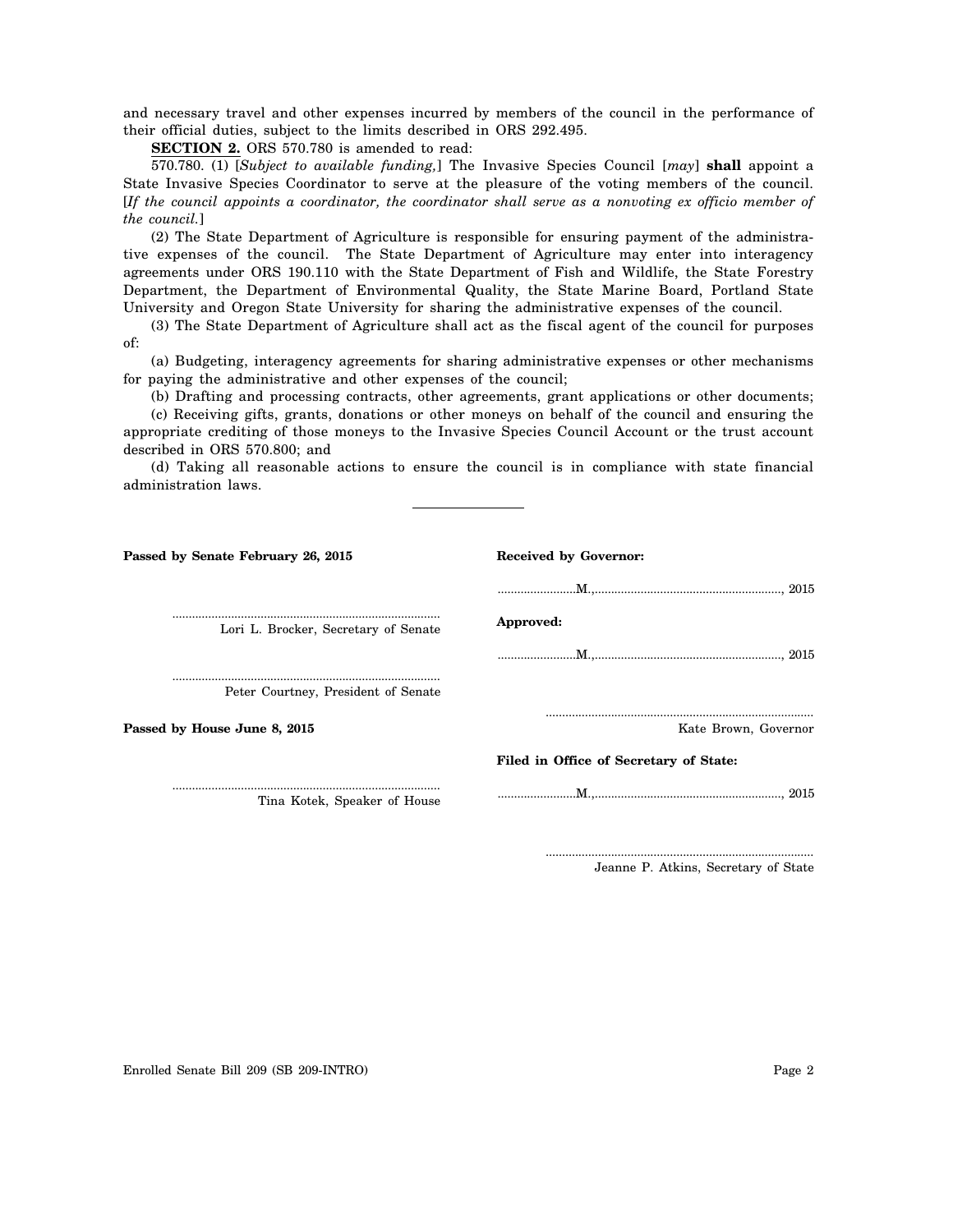and necessary travel and other expenses incurred by members of the council in the performance of their official duties, subject to the limits described in ORS 292.495.

**SECTION 2.** ORS 570.780 is amended to read:

570.780. (1) [*Subject to available funding,*] The Invasive Species Council [*may*] **shall** appoint a State Invasive Species Coordinator to serve at the pleasure of the voting members of the council. [*If the council appoints a coordinator, the coordinator shall serve as a nonvoting ex officio member of the council.*]

(2) The State Department of Agriculture is responsible for ensuring payment of the administrative expenses of the council. The State Department of Agriculture may enter into interagency agreements under ORS 190.110 with the State Department of Fish and Wildlife, the State Forestry Department, the Department of Environmental Quality, the State Marine Board, Portland State University and Oregon State University for sharing the administrative expenses of the council.

(3) The State Department of Agriculture shall act as the fiscal agent of the council for purposes of:

(a) Budgeting, interagency agreements for sharing administrative expenses or other mechanisms for paying the administrative and other expenses of the council;

(b) Drafting and processing contracts, other agreements, grant applications or other documents;

(c) Receiving gifts, grants, donations or other moneys on behalf of the council and ensuring the appropriate crediting of those moneys to the Invasive Species Council Account or the trust account described in ORS 570.800; and

(d) Taking all reasonable actions to ensure the council is in compliance with state financial administration laws.

---

**Passed by Senate February 26, 2015**

..................................................................................
Lori L. Brocker, Secretary of Senate

..................................................................................
Peter Courtney, President of Senate

**Passed by House June 8, 2015**

..................................................................................
Tina Kotek, Speaker of House

**Received by Governor:**

........................M.,........................................................, 2015

**Approved:**

........................M.,........................................................, 2015

..................................................................................
Kate Brown, Governor

**Filed in Office of Secretary of State:**

........................M.,........................................................, 2015

..................................................................................
Jeanne P. Atkins, Secretary of State

Enrolled Senate Bill 209 (SB 209-INTRO)